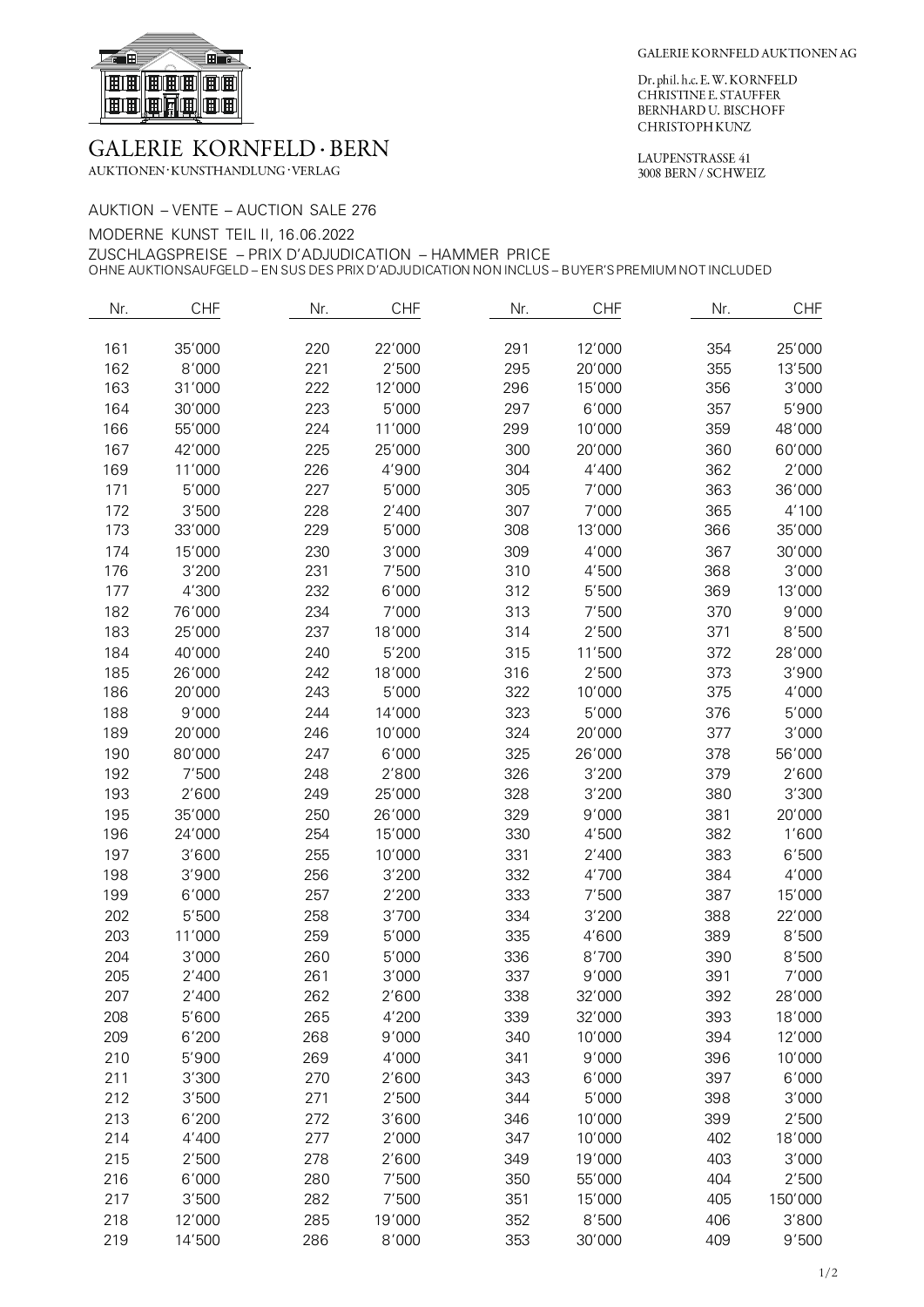# GALERIE KORNFELD · BERN

AUKTIONEN · KUNSTHANDLUNG · VERLAG

GALERIE KORNFELD AUKTIONEN AG

Dr. phil. h.c. E. W. KORNFELD
CHRISTINE E. STAUFFER
BERNHARD U. BISCHOFF
CHRISTOPH KUNZ

LAUPENSTRASSE 41
3008 BERN / SCHWEIZ

AUKTION – VENTE – AUCTION SALE 276

MODERNE KUNST TEIL II, 16.06.2022

ZUSCHLAGSPREISE – PRIX D'ADJUDICATION – HAMMER PRICE

OHNE AUKTIONSAUFGELD – EN SUS DES PRIX D'ADJUDICATION NON INCLUS – BUYER'S PREMIUM NOT INCLUDED

| Nr. | CHF | Nr. | CHF | Nr. | CHF | Nr. | CHF |
|---|---|---|---|---|---|---|---|
| 161 | 35'000 | 220 | 22'000 | 291 | 12'000 | 354 | 25'000 |
| 162 | 8'000 | 221 | 2'500 | 295 | 20'000 | 355 | 13'500 |
| 163 | 31'000 | 222 | 12'000 | 296 | 15'000 | 356 | 3'000 |
| 164 | 30'000 | 223 | 5'000 | 297 | 6'000 | 357 | 5'900 |
| 166 | 55'000 | 224 | 11'000 | 299 | 10'000 | 359 | 48'000 |
| 167 | 42'000 | 225 | 25'000 | 300 | 20'000 | 360 | 60'000 |
| 169 | 11'000 | 226 | 4'900 | 304 | 4'400 | 362 | 2'000 |
| 171 | 5'000 | 227 | 5'000 | 305 | 7'000 | 363 | 36'000 |
| 172 | 3'500 | 228 | 2'400 | 307 | 7'000 | 365 | 4'100 |
| 173 | 33'000 | 229 | 5'000 | 308 | 13'000 | 366 | 35'000 |
| 174 | 15'000 | 230 | 3'000 | 309 | 4'000 | 367 | 30'000 |
| 176 | 3'200 | 231 | 7'500 | 310 | 4'500 | 368 | 3'000 |
| 177 | 4'300 | 232 | 6'000 | 312 | 5'500 | 369 | 13'000 |
| 182 | 76'000 | 234 | 7'000 | 313 | 7'500 | 370 | 9'000 |
| 183 | 25'000 | 237 | 18'000 | 314 | 2'500 | 371 | 8'500 |
| 184 | 40'000 | 240 | 5'200 | 315 | 11'500 | 372 | 28'000 |
| 185 | 26'000 | 242 | 18'000 | 316 | 2'500 | 373 | 3'900 |
| 186 | 20'000 | 243 | 5'000 | 322 | 10'000 | 375 | 4'000 |
| 188 | 9'000 | 244 | 14'000 | 323 | 5'000 | 376 | 5'000 |
| 189 | 20'000 | 246 | 10'000 | 324 | 20'000 | 377 | 3'000 |
| 190 | 80'000 | 247 | 6'000 | 325 | 26'000 | 378 | 56'000 |
| 192 | 7'500 | 248 | 2'800 | 326 | 3'200 | 379 | 2'600 |
| 193 | 2'600 | 249 | 25'000 | 328 | 3'200 | 380 | 3'300 |
| 195 | 35'000 | 250 | 26'000 | 329 | 9'000 | 381 | 20'000 |
| 196 | 24'000 | 254 | 15'000 | 330 | 4'500 | 382 | 1'600 |
| 197 | 3'600 | 255 | 10'000 | 331 | 2'400 | 383 | 6'500 |
| 198 | 3'900 | 256 | 3'200 | 332 | 4'700 | 384 | 4'000 |
| 199 | 6'000 | 257 | 2'200 | 333 | 7'500 | 387 | 15'000 |
| 202 | 5'500 | 258 | 3'700 | 334 | 3'200 | 388 | 22'000 |
| 203 | 11'000 | 259 | 5'000 | 335 | 4'600 | 389 | 8'500 |
| 204 | 3'000 | 260 | 5'000 | 336 | 8'700 | 390 | 8'500 |
| 205 | 2'400 | 261 | 3'000 | 337 | 9'000 | 391 | 7'000 |
| 207 | 2'400 | 262 | 2'600 | 338 | 32'000 | 392 | 28'000 |
| 208 | 5'600 | 265 | 4'200 | 339 | 32'000 | 393 | 18'000 |
| 209 | 6'200 | 268 | 9'000 | 340 | 10'000 | 394 | 12'000 |
| 210 | 5'900 | 269 | 4'000 | 341 | 9'000 | 396 | 10'000 |
| 211 | 3'300 | 270 | 2'600 | 343 | 6'000 | 397 | 6'000 |
| 212 | 3'500 | 271 | 2'500 | 344 | 5'000 | 398 | 3'000 |
| 213 | 6'200 | 272 | 3'600 | 346 | 10'000 | 399 | 2'500 |
| 214 | 4'400 | 277 | 2'000 | 347 | 10'000 | 402 | 18'000 |
| 215 | 2'500 | 278 | 2'600 | 349 | 19'000 | 403 | 3'000 |
| 216 | 6'000 | 280 | 7'500 | 350 | 55'000 | 404 | 2'500 |
| 217 | 3'500 | 282 | 7'500 | 351 | 15'000 | 405 | 150'000 |
| 218 | 12'000 | 285 | 19'000 | 352 | 8'500 | 406 | 3'800 |
| 219 | 14'500 | 286 | 8'000 | 353 | 30'000 | 409 | 9'500 |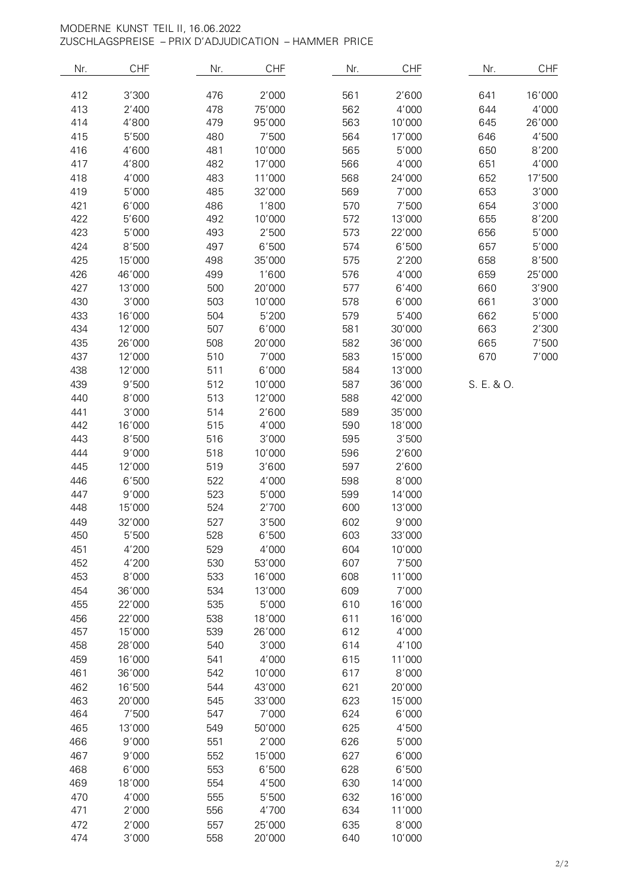MODERNE KUNST TEIL II, 16.06.2022
ZUSCHLAGSPREISE – PRIX D'ADJUDICATION – HAMMER PRICE

| Nr. | CHF | Nr. | CHF | Nr. | CHF | Nr. | CHF |
|---|---|---|---|---|---|---|---|
| 412 | 3'300 | 476 | 2'000 | 561 | 2'600 | 641 | 16'000 |
| 413 | 2'400 | 478 | 75'000 | 562 | 4'000 | 644 | 4'000 |
| 414 | 4'800 | 479 | 95'000 | 563 | 10'000 | 645 | 26'000 |
| 415 | 5'500 | 480 | 7'500 | 564 | 17'000 | 646 | 4'500 |
| 416 | 4'600 | 481 | 10'000 | 565 | 5'000 | 650 | 8'200 |
| 417 | 4'800 | 482 | 17'000 | 566 | 4'000 | 651 | 4'000 |
| 418 | 4'000 | 483 | 11'000 | 568 | 24'000 | 652 | 17'500 |
| 419 | 5'000 | 485 | 32'000 | 569 | 7'000 | 653 | 3'000 |
| 421 | 6'000 | 486 | 1'800 | 570 | 7'500 | 654 | 3'000 |
| 422 | 5'600 | 492 | 10'000 | 572 | 13'000 | 655 | 8'200 |
| 423 | 5'000 | 493 | 2'500 | 573 | 22'000 | 656 | 5'000 |
| 424 | 8'500 | 497 | 6'500 | 574 | 6'500 | 657 | 5'000 |
| 425 | 15'000 | 498 | 35'000 | 575 | 2'200 | 658 | 8'500 |
| 426 | 46'000 | 499 | 1'600 | 576 | 4'000 | 659 | 25'000 |
| 427 | 13'000 | 500 | 20'000 | 577 | 6'400 | 660 | 3'900 |
| 430 | 3'000 | 503 | 10'000 | 578 | 6'000 | 661 | 3'000 |
| 433 | 16'000 | 504 | 5'200 | 579 | 5'400 | 662 | 5'000 |
| 434 | 12'000 | 507 | 6'000 | 581 | 30'000 | 663 | 2'300 |
| 435 | 26'000 | 508 | 20'000 | 582 | 36'000 | 665 | 7'500 |
| 437 | 12'000 | 510 | 7'000 | 583 | 15'000 | 670 | 7'000 |
| 438 | 12'000 | 511 | 6'000 | 584 | 13'000 | | |
| 439 | 9'500 | 512 | 10'000 | 587 | 36'000 | S. E. & O. | |
| 440 | 8'000 | 513 | 12'000 | 588 | 42'000 | | |
| 441 | 3'000 | 514 | 2'600 | 589 | 35'000 | | |
| 442 | 16'000 | 515 | 4'000 | 590 | 18'000 | | |
| 443 | 8'500 | 516 | 3'000 | 595 | 3'500 | | |
| 444 | 9'000 | 518 | 10'000 | 596 | 2'600 | | |
| 445 | 12'000 | 519 | 3'600 | 597 | 2'600 | | |
| 446 | 6'500 | 522 | 4'000 | 598 | 8'000 | | |
| 447 | 9'000 | 523 | 5'000 | 599 | 14'000 | | |
| 448 | 15'000 | 524 | 2'700 | 600 | 13'000 | | |
| 449 | 32'000 | 527 | 3'500 | 602 | 9'000 | | |
| 450 | 5'500 | 528 | 6'500 | 603 | 33'000 | | |
| 451 | 4'200 | 529 | 4'000 | 604 | 10'000 | | |
| 452 | 4'200 | 530 | 53'000 | 607 | 7'500 | | |
| 453 | 8'000 | 533 | 16'000 | 608 | 11'000 | | |
| 454 | 36'000 | 534 | 13'000 | 609 | 7'000 | | |
| 455 | 22'000 | 535 | 5'000 | 610 | 16'000 | | |
| 456 | 22'000 | 538 | 18'000 | 611 | 16'000 | | |
| 457 | 15'000 | 539 | 26'000 | 612 | 4'000 | | |
| 458 | 28'000 | 540 | 3'000 | 614 | 4'100 | | |
| 459 | 16'000 | 541 | 4'000 | 615 | 11'000 | | |
| 461 | 36'000 | 542 | 10'000 | 617 | 8'000 | | |
| 462 | 16'500 | 544 | 43'000 | 621 | 20'000 | | |
| 463 | 20'000 | 545 | 33'000 | 623 | 15'000 | | |
| 464 | 7'500 | 547 | 7'000 | 624 | 6'000 | | |
| 465 | 13'000 | 549 | 50'000 | 625 | 4'500 | | |
| 466 | 9'000 | 551 | 2'000 | 626 | 5'000 | | |
| 467 | 9'000 | 552 | 15'000 | 627 | 6'000 | | |
| 468 | 6'000 | 553 | 6'500 | 628 | 6'500 | | |
| 469 | 18'000 | 554 | 4'500 | 630 | 14'000 | | |
| 470 | 4'000 | 555 | 5'500 | 632 | 16'000 | | |
| 471 | 2'000 | 556 | 4'700 | 634 | 11'000 | | |
| 472 | 2'000 | 557 | 25'000 | 635 | 8'000 | | |
| 474 | 3'000 | 558 | 20'000 | 640 | 10'000 | | |